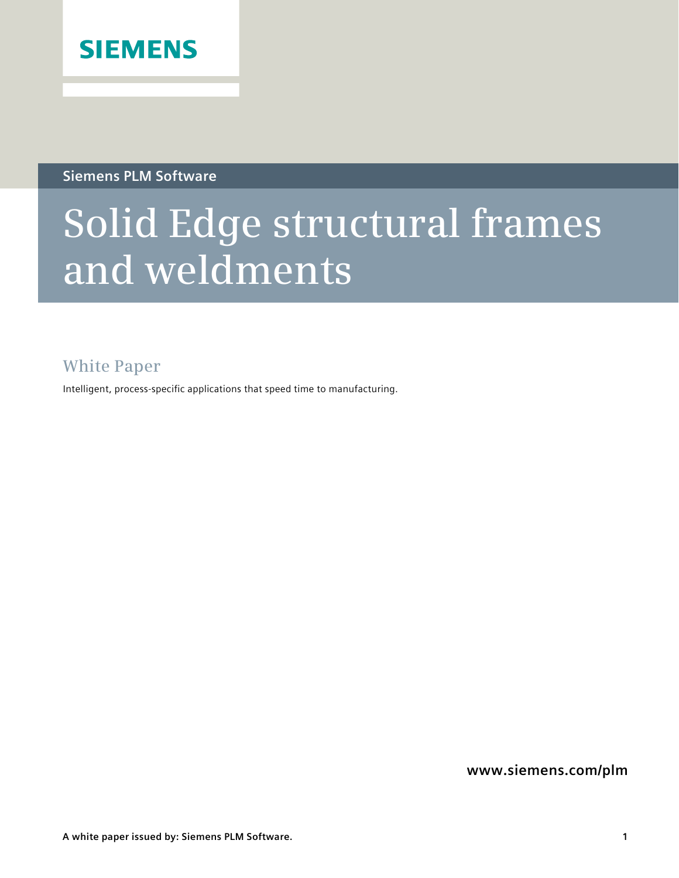SIEMENS

Siemens PLM Software

# Solid Edge structural frames and weldments

## White Paper

Intelligent, process-specific applications that speed time to manufacturing.

**www.siemens.com/plm**

**A white paper issued by: Siemens PLM Software.**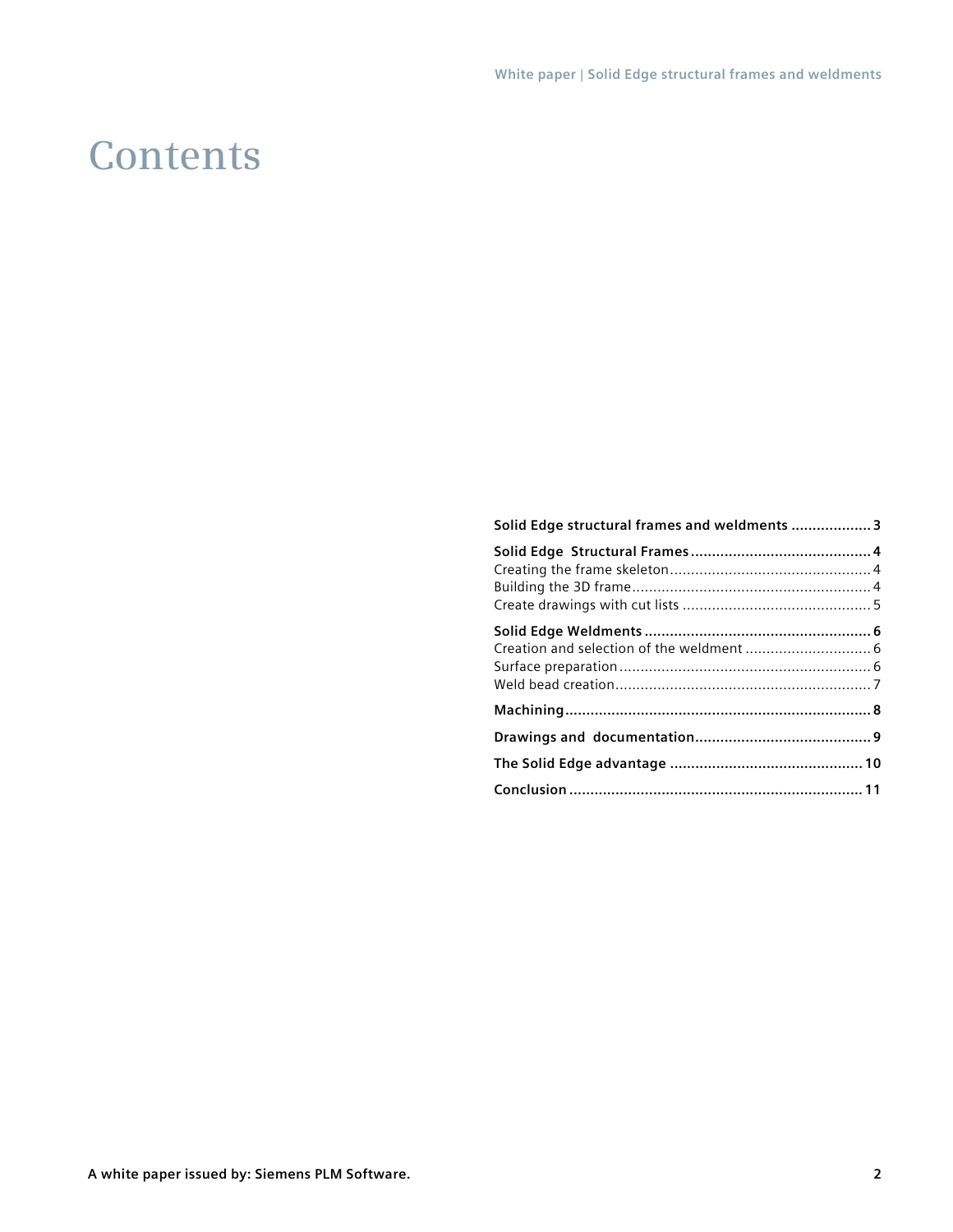# Contents

**Solid Edge structural frames and weldments** ................... **3**

**Solid Edge Structural Frames** ........................................... **4**
Creating the frame skeleton ................................................ 4
Building the 3D frame ......................................................... 4
Create drawings with cut lists ............................................. 5

**Solid Edge Weldments** ...................................................... **6**
Creation and selection of the weldment .............................. 6
Surface preparation ............................................................ 6
Weld bead creation ............................................................. 7

**Machining** ......................................................................... **8**

**Drawings and documentation** .......................................... **9**

**The Solid Edge advantage** .............................................. **10**

**Conclusion** ...................................................................... **11**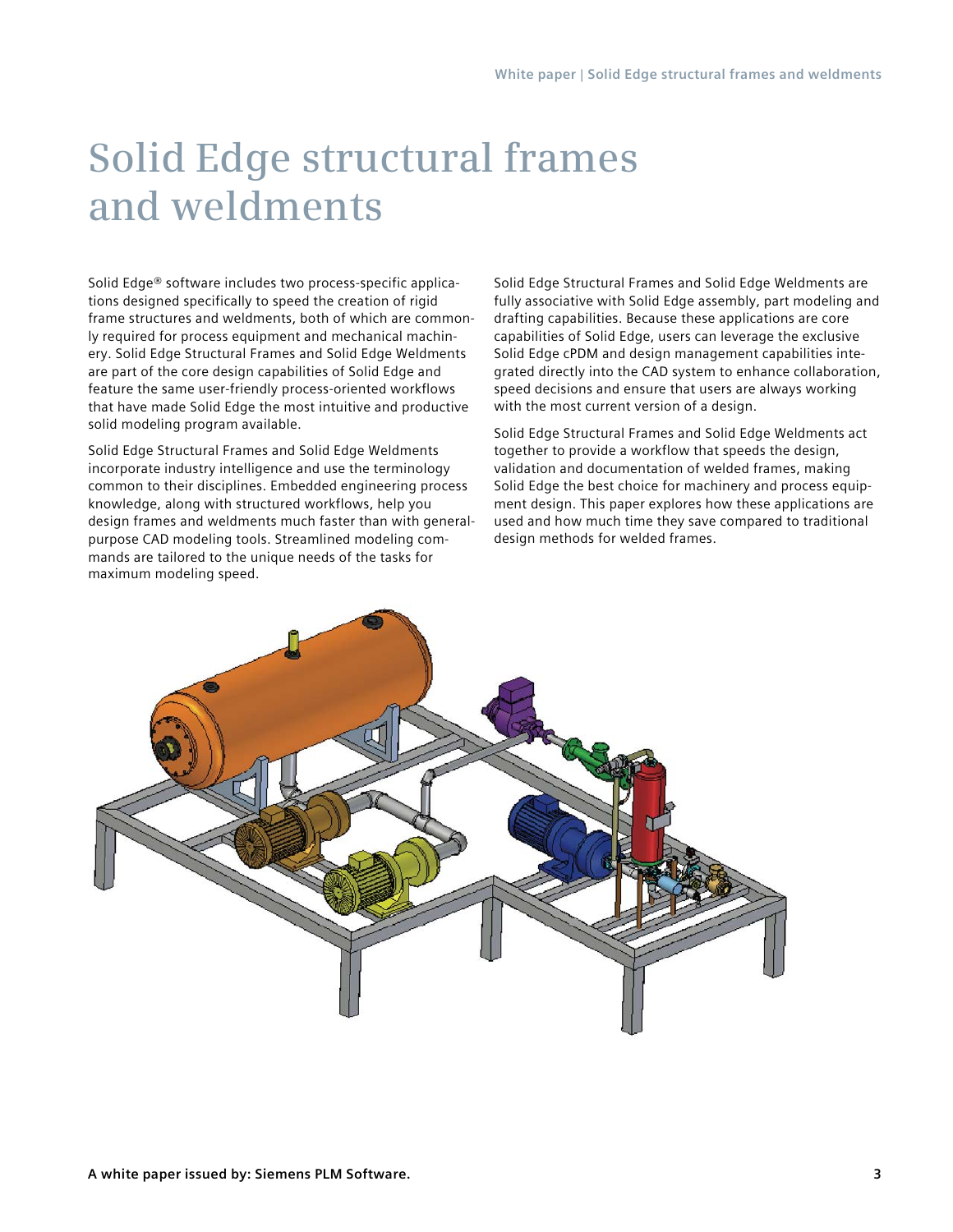# Solid Edge structural frames and weldments

Solid Edge® software includes two process-specific applications designed specifically to speed the creation of rigid frame structures and weldments, both of which are commonly required for process equipment and mechanical machinery. Solid Edge Structural Frames and Solid Edge Weldments are part of the core design capabilities of Solid Edge and feature the same user-friendly process-oriented workflows that have made Solid Edge the most intuitive and productive solid modeling program available.

Solid Edge Structural Frames and Solid Edge Weldments incorporate industry intelligence and use the terminology common to their disciplines. Embedded engineering process knowledge, along with structured workflows, help you design frames and weldments much faster than with general-purpose CAD modeling tools. Streamlined modeling commands are tailored to the unique needs of the tasks for maximum modeling speed.

Solid Edge Structural Frames and Solid Edge Weldments are fully associative with Solid Edge assembly, part modeling and drafting capabilities. Because these applications are core capabilities of Solid Edge, users can leverage the exclusive Solid Edge cPDM and design management capabilities integrated directly into the CAD system to enhance collaboration, speed decisions and ensure that users are always working with the most current version of a design.

Solid Edge Structural Frames and Solid Edge Weldments act together to provide a workflow that speeds the design, validation and documentation of welded frames, making Solid Edge the best choice for machinery and process equipment design. This paper explores how these applications are used and how much time they save compared to traditional design methods for welded frames.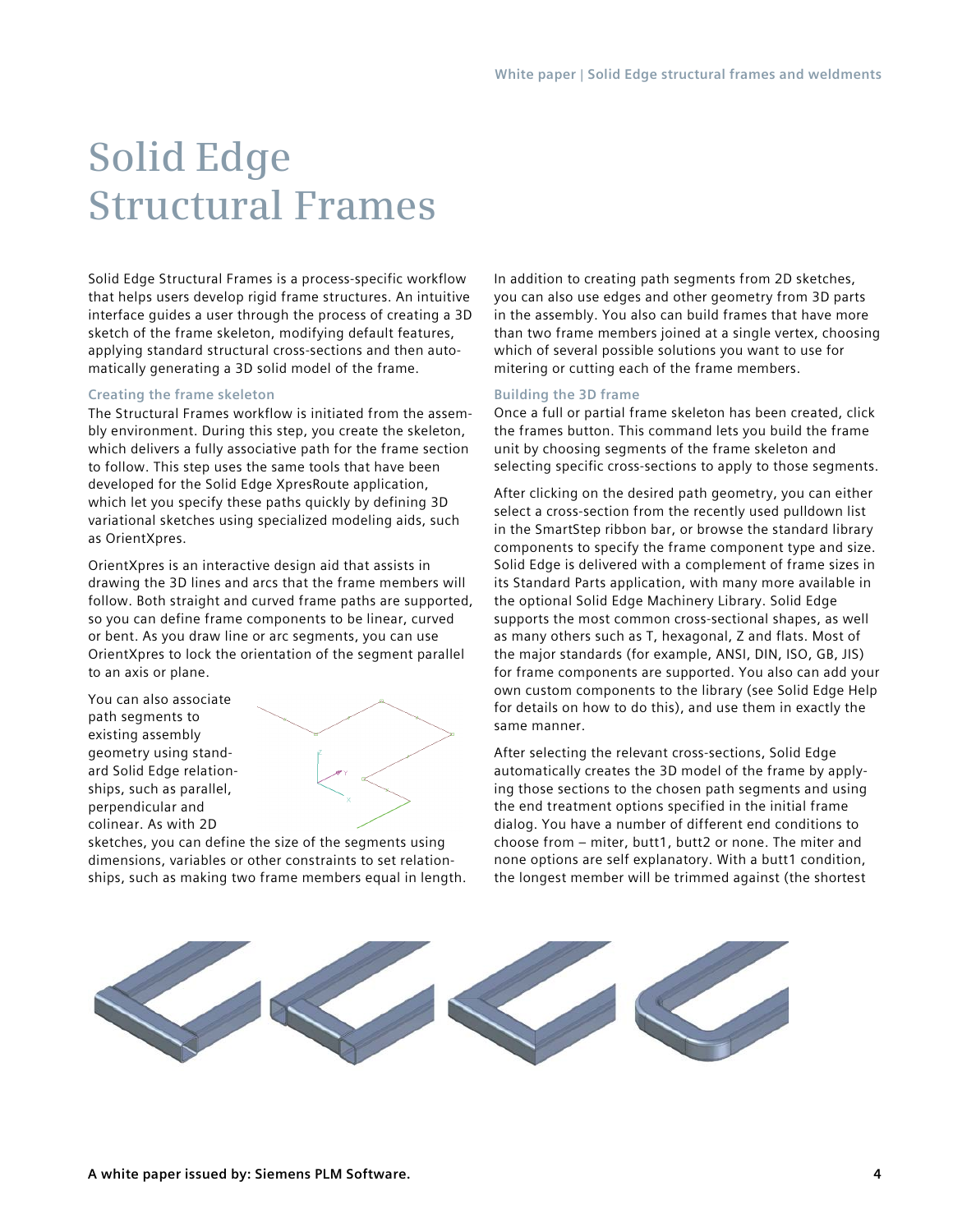# Solid Edge Structural Frames

Solid Edge Structural Frames is a process-specific workflow that helps users develop rigid frame structures. An intuitive interface guides a user through the process of creating a 3D sketch of the frame skeleton, modifying default features, applying standard structural cross-sections and then automatically generating a 3D solid model of the frame.

### Creating the frame skeleton

The Structural Frames workflow is initiated from the assembly environment. During this step, you create the skeleton, which delivers a fully associative path for the frame section to follow. This step uses the same tools that have been developed for the Solid Edge XpresRoute application, which let you specify these paths quickly by defining 3D variational sketches using specialized modeling aids, such as OrientXpres.

OrientXpres is an interactive design aid that assists in drawing the 3D lines and arcs that the frame members will follow. Both straight and curved frame paths are supported, so you can define frame components to be linear, curved or bent. As you draw line or arc segments, you can use OrientXpres to lock the orientation of the segment parallel to an axis or plane.

You can also associate path segments to existing assembly geometry using standard Solid Edge relationships, such as parallel, perpendicular and colinear. As with 2D sketches, you can define the size of the segments using dimensions, variables or other constraints to set relationships, such as making two frame members equal in length.

In addition to creating path segments from 2D sketches, you can also use edges and other geometry from 3D parts in the assembly. You also can build frames that have more than two frame members joined at a single vertex, choosing which of several possible solutions you want to use for mitering or cutting each of the frame members.

### Building the 3D frame

Once a full or partial frame skeleton has been created, click the frames button. This command lets you build the frame unit by choosing segments of the frame skeleton and selecting specific cross-sections to apply to those segments.

After clicking on the desired path geometry, you can either select a cross-section from the recently used pulldown list in the SmartStep ribbon bar, or browse the standard library components to specify the frame component type and size. Solid Edge is delivered with a complement of frame sizes in its Standard Parts application, with many more available in the optional Solid Edge Machinery Library. Solid Edge supports the most common cross-sectional shapes, as well as many others such as T, hexagonal, Z and flats. Most of the major standards (for example, ANSI, DIN, ISO, GB, JIS) for frame components are supported. You also can add your own custom components to the library (see Solid Edge Help for details on how to do this), and use them in exactly the same manner.

After selecting the relevant cross-sections, Solid Edge automatically creates the 3D model of the frame by applying those sections to the chosen path segments and using the end treatment options specified in the initial frame dialog. You have a number of different end conditions to choose from – miter, butt1, butt2 or none. The miter and none options are self explanatory. With a butt1 condition, the longest member will be trimmed against (the shortest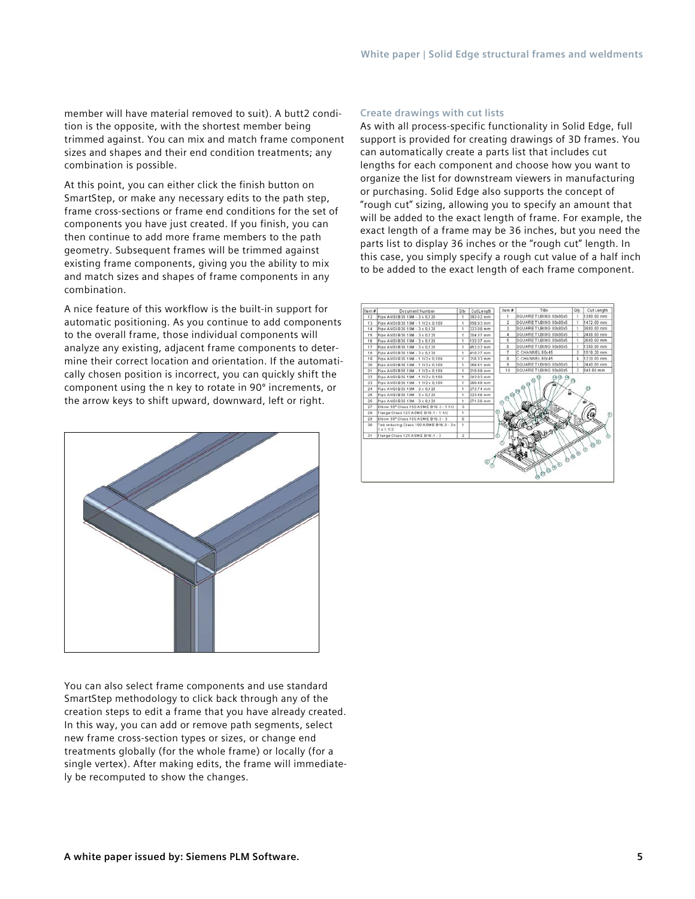member will have material removed to suit). A butt2 condition is the opposite, with the shortest member being trimmed against. You can mix and match frame component sizes and shapes and their end condition treatments; any combination is possible.

At this point, you can either click the finish button on SmartStep, or make any necessary edits to the path step, frame cross-sections or frame end conditions for the set of components you have just created. If you finish, you can then continue to add more frame members to the path geometry. Subsequent frames will be trimmed against existing frame components, giving you the ability to mix and match sizes and shapes of frame components in any combination.

A nice feature of this workflow is the built-in support for automatic positioning. As you continue to add components to the overall frame, those individual components will analyze any existing, adjacent frame components to determine their correct location and orientation. If the automatically chosen position is incorrect, you can quickly shift the component using the n key to rotate in 90° increments, or the arrow keys to shift upward, downward, left or right.

You can also select frame components and use standard SmartStep methodology to click back through any of the creation steps to edit a frame that you have already created. In this way, you can add or remove path segments, select new frame cross-section types or sizes, or change end treatments globally (for the whole frame) or locally (for a single vertex). After making edits, the frame will immediately be recomputed to show the changes.

### Create drawings with cut lists

As with all process-specific functionality in Solid Edge, full support is provided for creating drawings of 3D frames. You can automatically create a parts list that includes cut lengths for each component and choose how you want to organize the list for downstream viewers in manufacturing or purchasing. Solid Edge also supports the concept of "rough cut" sizing, allowing you to specify an amount that will be added to the exact length of frame. For example, the exact length of a frame may be 36 inches, but you need the parts list to display 36 inches or the "rough cut" length. In this case, you simply specify a rough cut value of a half inch to be added to the exact length of each frame component.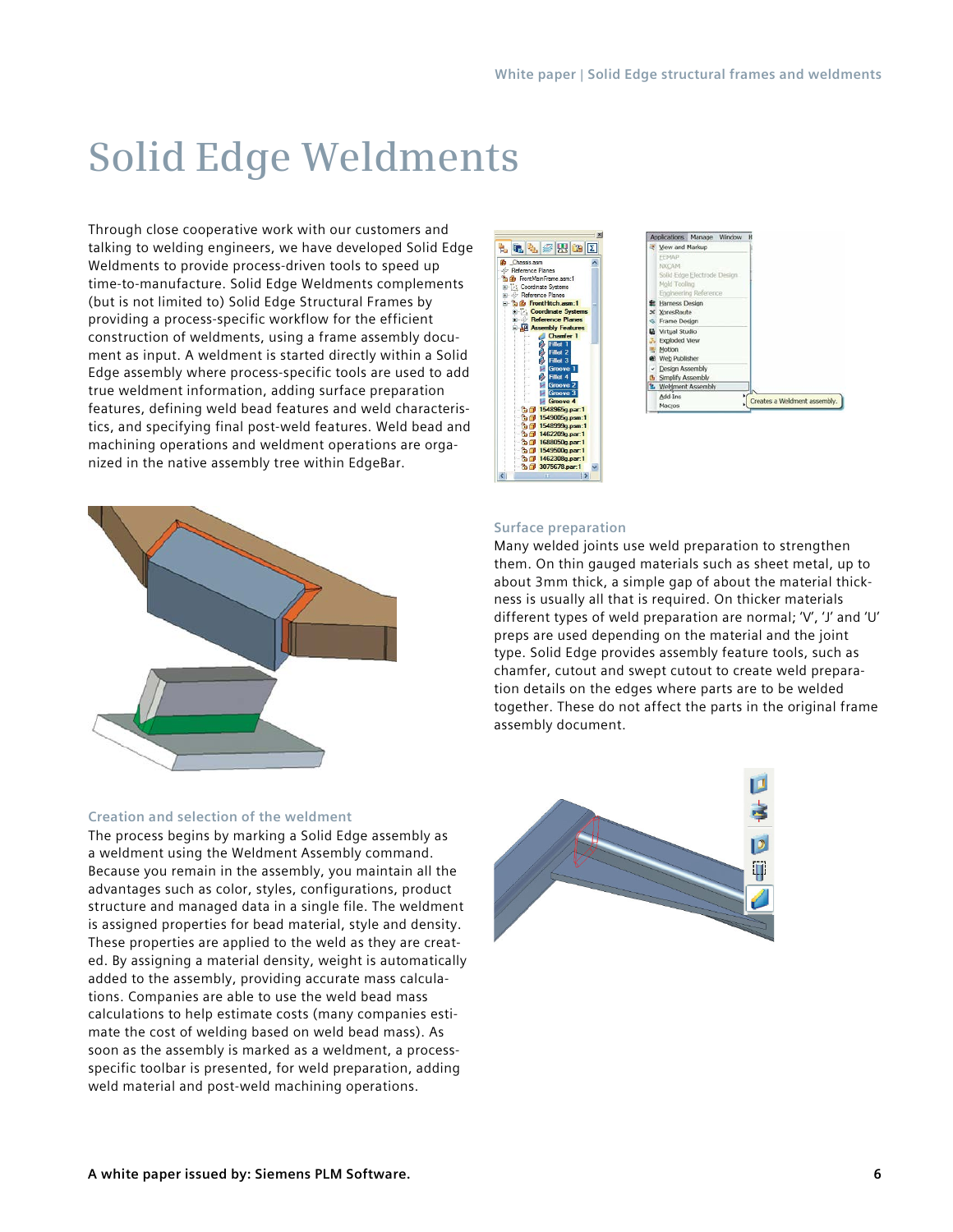# Solid Edge Weldments

Through close cooperative work with our customers and talking to welding engineers, we have developed Solid Edge Weldments to provide process-driven tools to speed up time-to-manufacture. Solid Edge Weldments complements (but is not limited to) Solid Edge Structural Frames by providing a process-specific workflow for the efficient construction of weldments, using a frame assembly document as input. A weldment is started directly within a Solid Edge assembly where process-specific tools are used to add true weldment information, adding surface preparation features, defining weld bead features and weld characteristics, and specifying final post-weld features. Weld bead and machining operations and weldment operations are organized in the native assembly tree within EdgeBar.

### Surface preparation

Many welded joints use weld preparation to strengthen them. On thin gauged materials such as sheet metal, up to about 3mm thick, a simple gap of about the material thickness is usually all that is required. On thicker materials different types of weld preparation are normal; 'V', 'J' and 'U' preps are used depending on the material and the joint type. Solid Edge provides assembly feature tools, such as chamfer, cutout and swept cutout to create weld preparation details on the edges where parts are to be welded together. These do not affect the parts in the original frame assembly document.

### Creation and selection of the weldment

The process begins by marking a Solid Edge assembly as a weldment using the Weldment Assembly command. Because you remain in the assembly, you maintain all the advantages such as color, styles, configurations, product structure and managed data in a single file. The weldment is assigned properties for bead material, style and density. These properties are applied to the weld as they are created. By assigning a material density, weight is automatically added to the assembly, providing accurate mass calculations. Companies are able to use the weld bead mass calculations to help estimate costs (many companies estimate the cost of welding based on weld bead mass). As soon as the assembly is marked as a weldment, a process-specific toolbar is presented, for weld preparation, adding weld material and post-weld machining operations.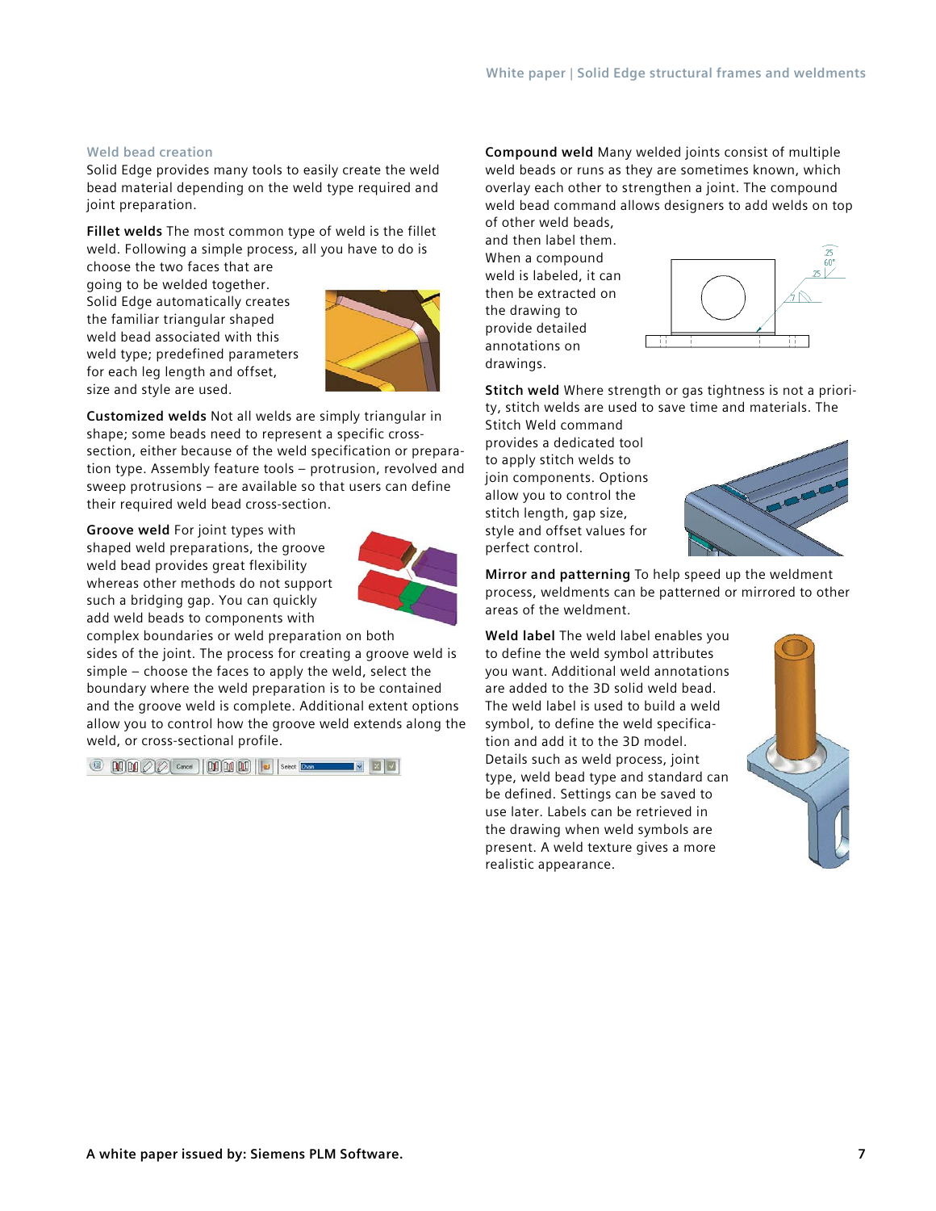## Weld bead creation

Solid Edge provides many tools to easily create the weld bead material depending on the weld type required and joint preparation.

**Fillet welds** The most common type of weld is the fillet weld. Following a simple process, all you have to do is choose the two faces that are going to be welded together. Solid Edge automatically creates the familiar triangular shaped weld bead associated with this weld type; predefined parameters for each leg length and offset, size and style are used.

**Customized welds** Not all welds are simply triangular in shape; some beads need to represent a specific cross-section, either because of the weld specification or preparation type. Assembly feature tools – protrusion, revolved and sweep protrusions – are available so that users can define their required weld bead cross-section.

**Groove weld** For joint types with shaped weld preparations, the groove weld bead provides great flexibility whereas other methods do not support such a bridging gap. You can quickly add weld beads to components with complex boundaries or weld preparation on both sides of the joint. The process for creating a groove weld is simple – choose the faces to apply the weld, select the boundary where the weld preparation is to be contained and the groove weld is complete. Additional extent options allow you to control how the groove weld extends along the weld, or cross-sectional profile.

**Compound weld** Many welded joints consist of multiple weld beads or runs as they are sometimes known, which overlay each other to strengthen a joint. The compound weld bead command allows designers to add welds on top of other weld beads, and then label them. When a compound weld is labeled, it can then be extracted on the drawing to provide detailed annotations on drawings.

**Stitch weld** Where strength or gas tightness is not a priority, stitch welds are used to save time and materials. The Stitch Weld command provides a dedicated tool to apply stitch welds to join components. Options allow you to control the stitch length, gap size, style and offset values for perfect control.

**Mirror and patterning** To help speed up the weldment process, weldments can be patterned or mirrored to other areas of the weldment.

**Weld label** The weld label enables you to define the weld symbol attributes you want. Additional weld annotations are added to the 3D solid weld bead. The weld label is used to build a weld symbol, to define the weld specification and add it to the 3D model. Details such as weld process, joint type, weld bead type and standard can be defined. Settings can be saved to use later. Labels can be retrieved in the drawing when weld symbols are present. A weld texture gives a more realistic appearance.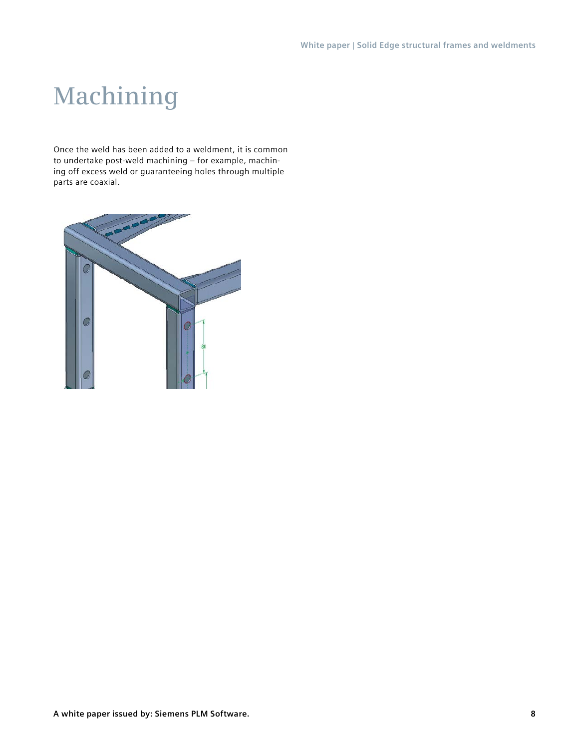# Machining

Once the weld has been added to a weldment, it is common to undertake post-weld machining – for example, machining off excess weld or guaranteeing holes through multiple parts are coaxial.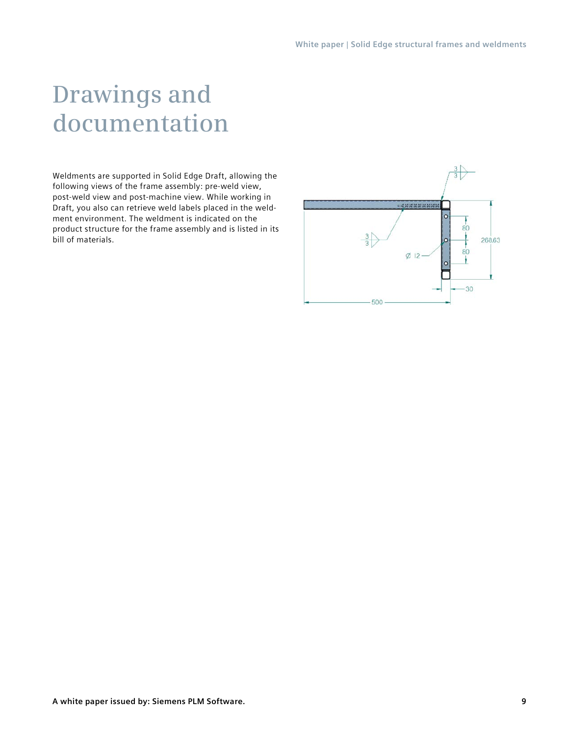# Drawings and documentation

Weldments are supported in Solid Edge Draft, allowing the following views of the frame assembly: pre-weld view, post-weld view and post-machine view. While working in Draft, you also can retrieve weld labels placed in the weldment environment. The weldment is indicated on the product structure for the frame assembly and is listed in its bill of materials.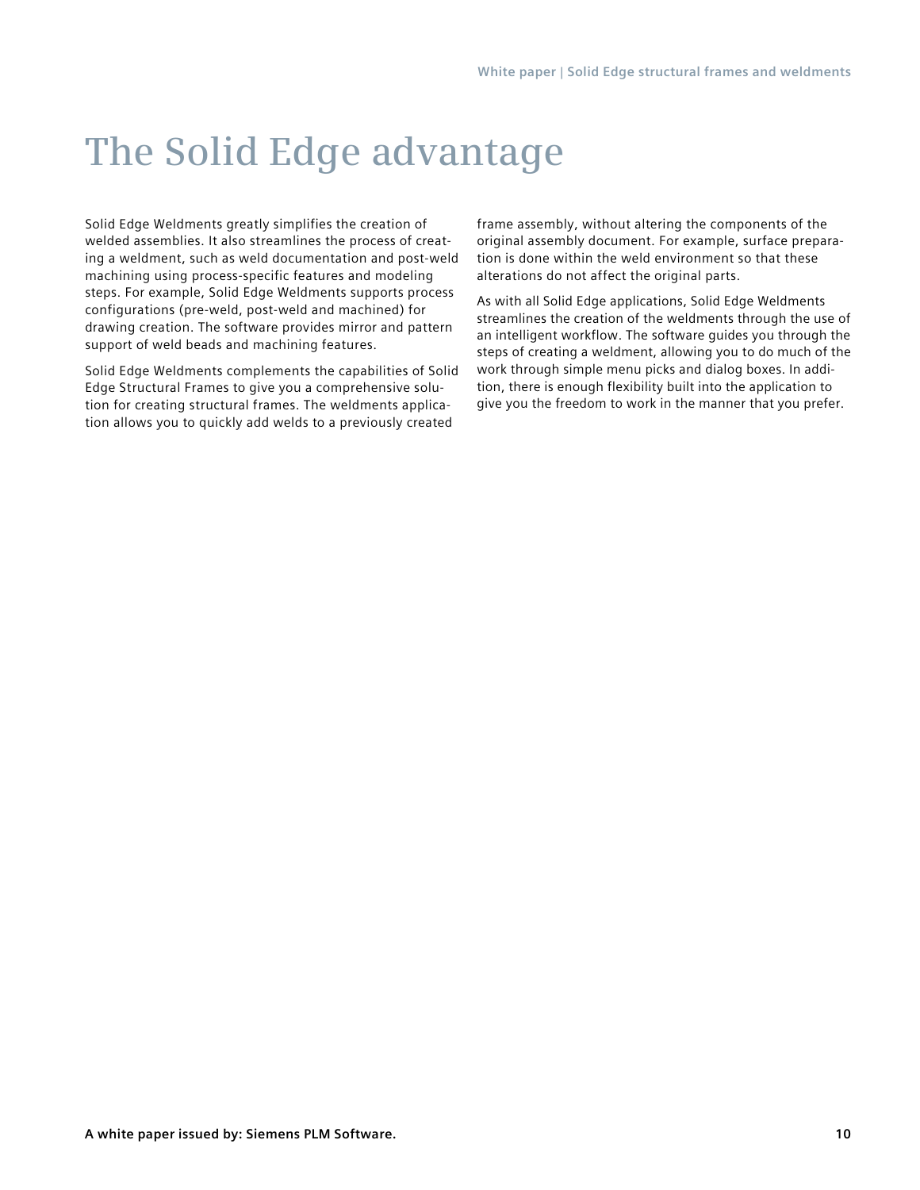# The Solid Edge advantage

Solid Edge Weldments greatly simplifies the creation of welded assemblies. It also streamlines the process of creating a weldment, such as weld documentation and post-weld machining using process-specific features and modeling steps. For example, Solid Edge Weldments supports process configurations (pre-weld, post-weld and machined) for drawing creation. The software provides mirror and pattern support of weld beads and machining features.

Solid Edge Weldments complements the capabilities of Solid Edge Structural Frames to give you a comprehensive solution for creating structural frames. The weldments application allows you to quickly add welds to a previously created frame assembly, without altering the components of the original assembly document. For example, surface preparation is done within the weld environment so that these alterations do not affect the original parts.

As with all Solid Edge applications, Solid Edge Weldments streamlines the creation of the weldments through the use of an intelligent workflow. The software guides you through the steps of creating a weldment, allowing you to do much of the work through simple menu picks and dialog boxes. In addition, there is enough flexibility built into the application to give you the freedom to work in the manner that you prefer.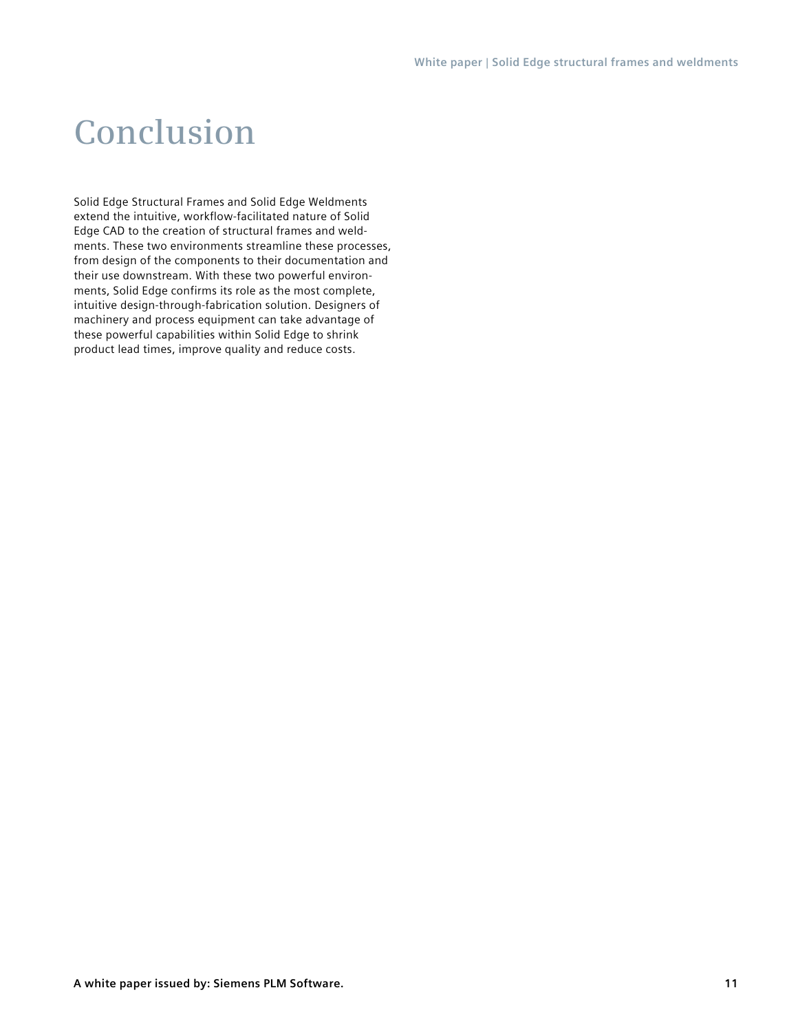# Conclusion

Solid Edge Structural Frames and Solid Edge Weldments extend the intuitive, workflow-facilitated nature of Solid Edge CAD to the creation of structural frames and weldments. These two environments streamline these processes, from design of the components to their documentation and their use downstream. With these two powerful environments, Solid Edge confirms its role as the most complete, intuitive design-through-fabrication solution. Designers of machinery and process equipment can take advantage of these powerful capabilities within Solid Edge to shrink product lead times, improve quality and reduce costs.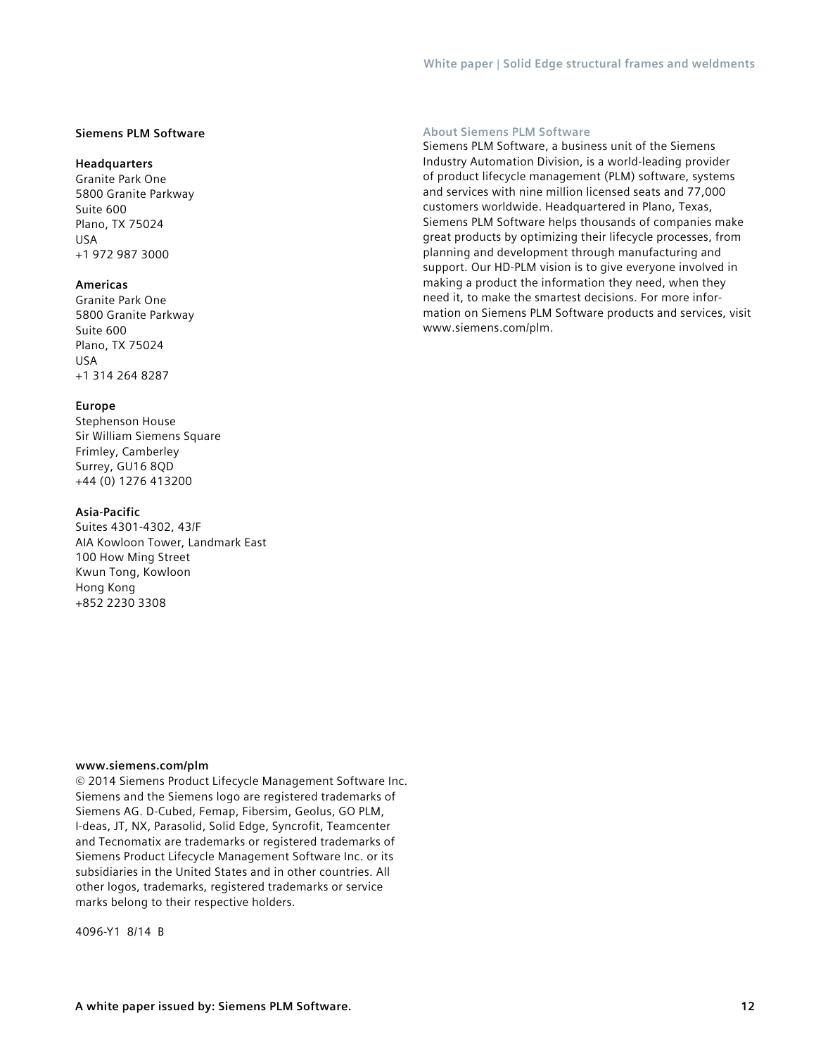**Siemens PLM Software**

**Headquarters**
Granite Park One
5800 Granite Parkway
Suite 600
Plano, TX 75024
USA
+1 972 987 3000

**Americas**
Granite Park One
5800 Granite Parkway
Suite 600
Plano, TX 75024
USA
+1 314 264 8287

**Europe**
Stephenson House
Sir William Siemens Square
Frimley, Camberley
Surrey, GU16 8QD
+44 (0) 1276 413200

**Asia-Pacific**
Suites 4301-4302, 43/F
AIA Kowloon Tower, Landmark East
100 How Ming Street
Kwun Tong, Kowloon
Hong Kong
+852 2230 3308

**About Siemens PLM Software**

Siemens PLM Software, a business unit of the Siemens Industry Automation Division, is a world-leading provider of product lifecycle management (PLM) software, systems and services with nine million licensed seats and 77,000 customers worldwide. Headquartered in Plano, Texas, Siemens PLM Software helps thousands of companies make great products by optimizing their lifecycle processes, from planning and development through manufacturing and support. Our HD-PLM vision is to give everyone involved in making a product the information they need, when they need it, to make the smartest decisions. For more information on Siemens PLM Software products and services, visit www.siemens.com/plm.

**www.siemens.com/plm**

© 2014 Siemens Product Lifecycle Management Software Inc. Siemens and the Siemens logo are registered trademarks of Siemens AG. D-Cubed, Femap, Fibersim, Geolus, GO PLM, I-deas, JT, NX, Parasolid, Solid Edge, Syncrofit, Teamcenter and Tecnomatix are trademarks or registered trademarks of Siemens Product Lifecycle Management Software Inc. or its subsidiaries in the United States and in other countries. All other logos, trademarks, registered trademarks or service marks belong to their respective holders.

4096-Y1 8/14 B